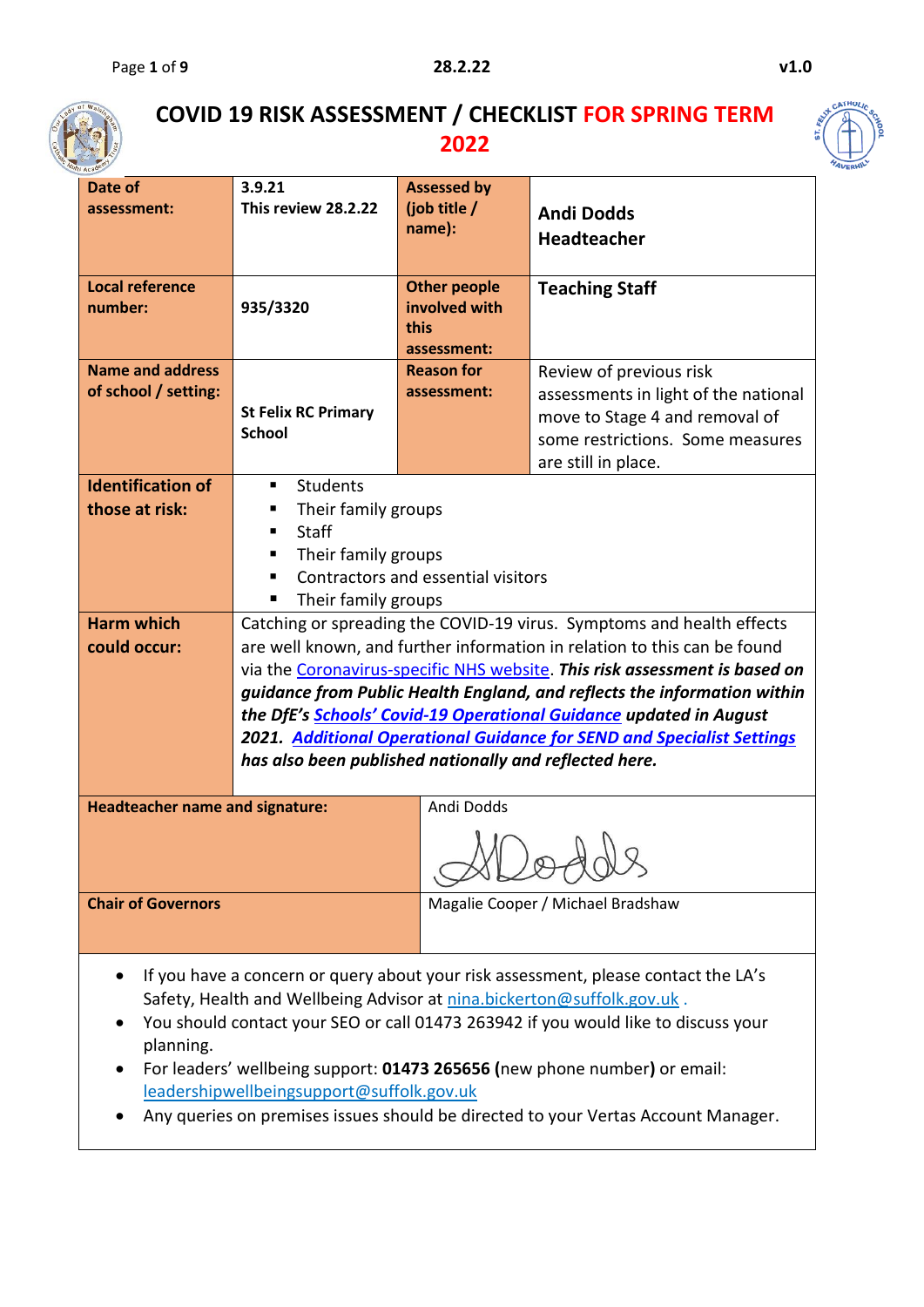# COVID 19 RISK ASSESSMENT / CHECKLIST FOR SPRING TERM 2022

| | | | |
|---|---|---|---|
| **Date of assessment:** | **3.9.21**<br>**This review 28.2.22** | **Assessed by (job title / name):** | **Andi Dodds**<br>**Headteacher** |
| **Local reference number:** | **935/3320** | **Other people involved with this assessment:** | **Teaching Staff** |
| **Name and address of school / setting:** | **St Felix RC Primary School** | **Reason for assessment:** | Review of previous risk assessments in light of the national move to Stage 4 and removal of some restrictions. Some measures are still in place. |
| **Identification of those at risk:** | ▪ Students<br>▪ Their family groups<br>▪ Staff<br>▪ Their family groups<br>▪ Contractors and essential visitors<br>▪ Their family groups | | |
| **Harm which could occur:** | Catching or spreading the COVID-19 virus. Symptoms and health effects are well known, and further information in relation to this can be found via the Coronavirus-specific NHS website. ***This risk assessment is based on guidance from Public Health England, and reflects the information within the DfE's Schools' Covid-19 Operational Guidance updated in August 2021. Additional Operational Guidance for SEND and Specialist Settings has also been published nationally and reflected here.*** | | |
| **Headteacher name and signature:** | Andi Dodds<br>*(signature)* | | |
| **Chair of Governors** | Magalie Cooper / Michael Bradshaw | | |

- If you have a concern or query about your risk assessment, please contact the LA's Safety, Health and Wellbeing Advisor at nina.bickerton@suffolk.gov.uk .
- You should contact your SEO or call 01473 263942 if you would like to discuss your planning.
- For leaders' wellbeing support: **01473 265656 (**new phone number**)** or email: leadershipwellbeingsupport@suffolk.gov.uk
- Any queries on premises issues should be directed to your Vertas Account Manager.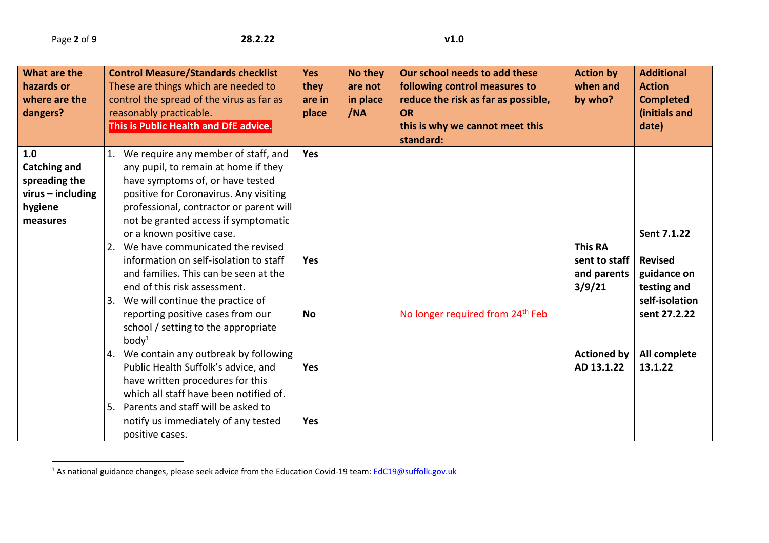| What are the hazards or where are the dangers? | Control Measure/Standards checklist These are things which are needed to control the spread of the virus as far as reasonably practicable. **This is Public Health and DfE advice.** | Yes they are in place | No they are not in place /NA | Our school needs to add these following control measures to reduce the risk as far as possible, OR this is why we cannot meet this standard: | Action by when and by who? | Additional Action Completed (initials and date) |
|---|---|---|---|---|---|---|
| **1.0 Catching and spreading the virus – including hygiene measures** | 1. We require any member of staff, and any pupil, to remain at home if they have symptoms of, or have tested positive for Coronavirus. Any visiting professional, contractor or parent will not be granted access if symptomatic or a known positive case. | **Yes** | | | | **Sent 7.1.22** |
| | 2. We have communicated the revised information on self-isolation to staff and families. This can be seen at the end of this risk assessment. | **Yes** | | | **This RA sent to staff and parents 3/9/21** | **Revised guidance on testing and self-isolation sent 27.2.22** |
| | 3. We will continue the practice of reporting positive cases from our school / setting to the appropriate body[1] | **No** | | No longer required from 24th Feb | | |
| | 4. We contain any outbreak by following Public Health Suffolk's advice, and have written procedures for this which all staff have been notified of. | **Yes** | | | **Actioned by AD 13.1.22** | **All complete 13.1.22** |
| | 5. Parents and staff will be asked to notify us immediately of any tested positive cases. | **Yes** | | | | |

[1] As national guidance changes, please seek advice from the Education Covid-19 team: EdC19@suffolk.gov.uk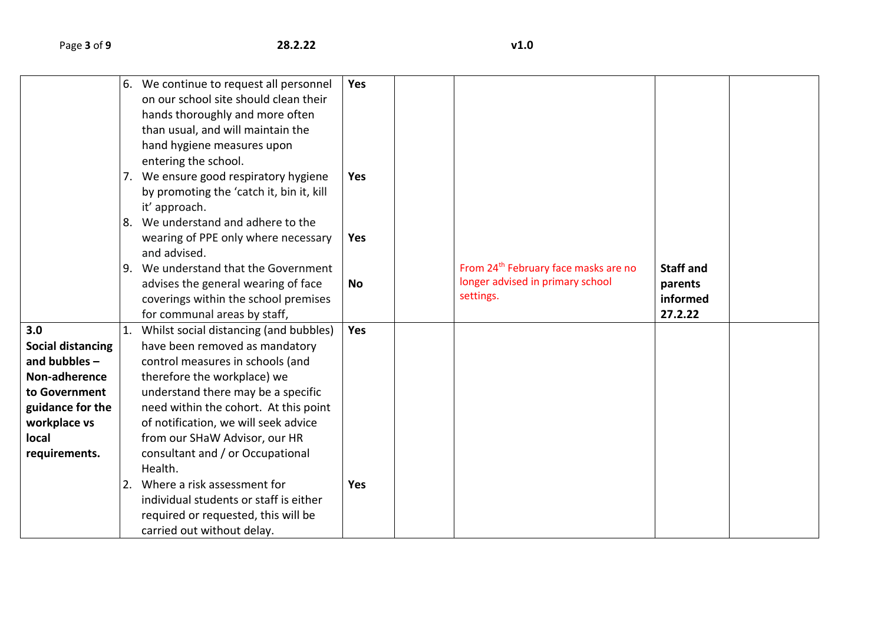| | | | | | | |
|---|---|---|---|---|---|---|
| | 6. We continue to request all personnel on our school site should clean their hands thoroughly and more often than usual, and will maintain the hand hygiene measures upon entering the school.<br>7. We ensure good respiratory hygiene by promoting the 'catch it, bin it, kill it' approach.<br>8. We understand and adhere to the wearing of PPE only where necessary and advised.<br>9. We understand that the Government advises the general wearing of face coverings within the school premises for communal areas by staff, | **Yes**<br><br>**Yes**<br><br>**Yes**<br><br>**No** | | From 24th February face masks are no longer advised in primary school settings. | **Staff and parents informed 27.2.22** | |
| **3.0 Social distancing and bubbles – Non-adherence to Government guidance for the workplace vs local requirements.** | 1. Whilst social distancing (and bubbles) have been removed as mandatory control measures in schools (and therefore the workplace) we understand there may be a specific need within the cohort. At this point of notification, we will seek advice from our SHaW Advisor, our HR consultant and / or Occupational Health.<br>2. Where a risk assessment for individual students or staff is either required or requested, this will be carried out without delay. | **Yes**<br><br>**Yes** | | | | |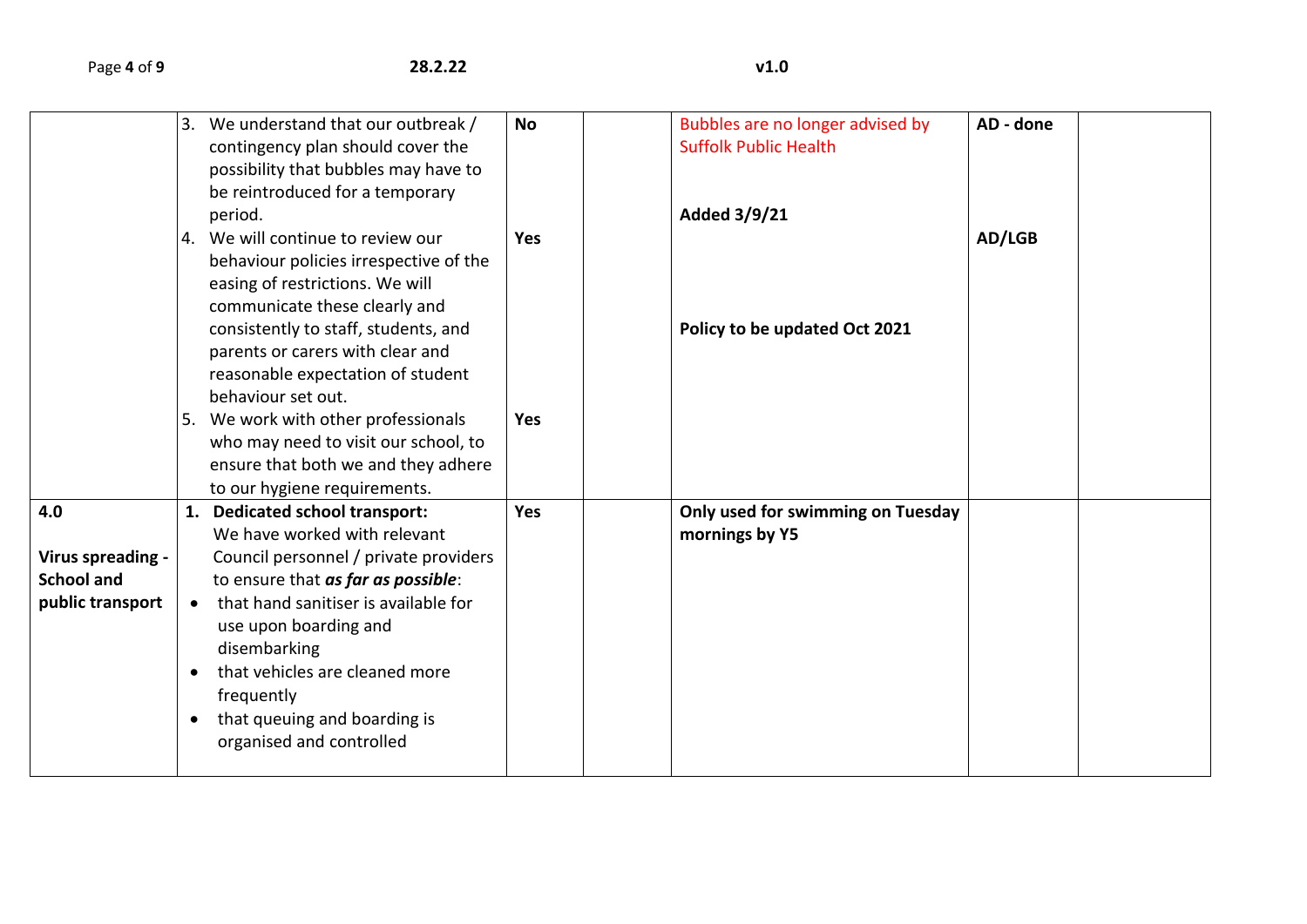| | | | | | | |
|---|---|---|---|---|---|---|
| | 3. We understand that our outbreak / contingency plan should cover the possibility that bubbles may have to be reintroduced for a temporary period. | **No** | | Bubbles are no longer advised by Suffolk Public Health<br><br>**Added 3/9/21** | **AD - done** | |
| | 4. We will continue to review our behaviour policies irrespective of the easing of restrictions. We will communicate these clearly and consistently to staff, students, and parents or carers with clear and reasonable expectation of student behaviour set out. | **Yes** | | **Policy to be updated Oct 2021** | **AD/LGB** | |
| | 5. We work with other professionals who may need to visit our school, to ensure that both we and they adhere to our hygiene requirements. | **Yes** | | | | |
| **4.0**<br><br>**Virus spreading - School and public transport** | 1. **Dedicated school transport:** We have worked with relevant Council personnel / private providers to ensure that ***as far as possible***:<br>• that hand sanitiser is available for use upon boarding and disembarking<br>• that vehicles are cleaned more frequently<br>• that queuing and boarding is organised and controlled | **Yes** | | **Only used for swimming on Tuesday mornings by Y5** | | |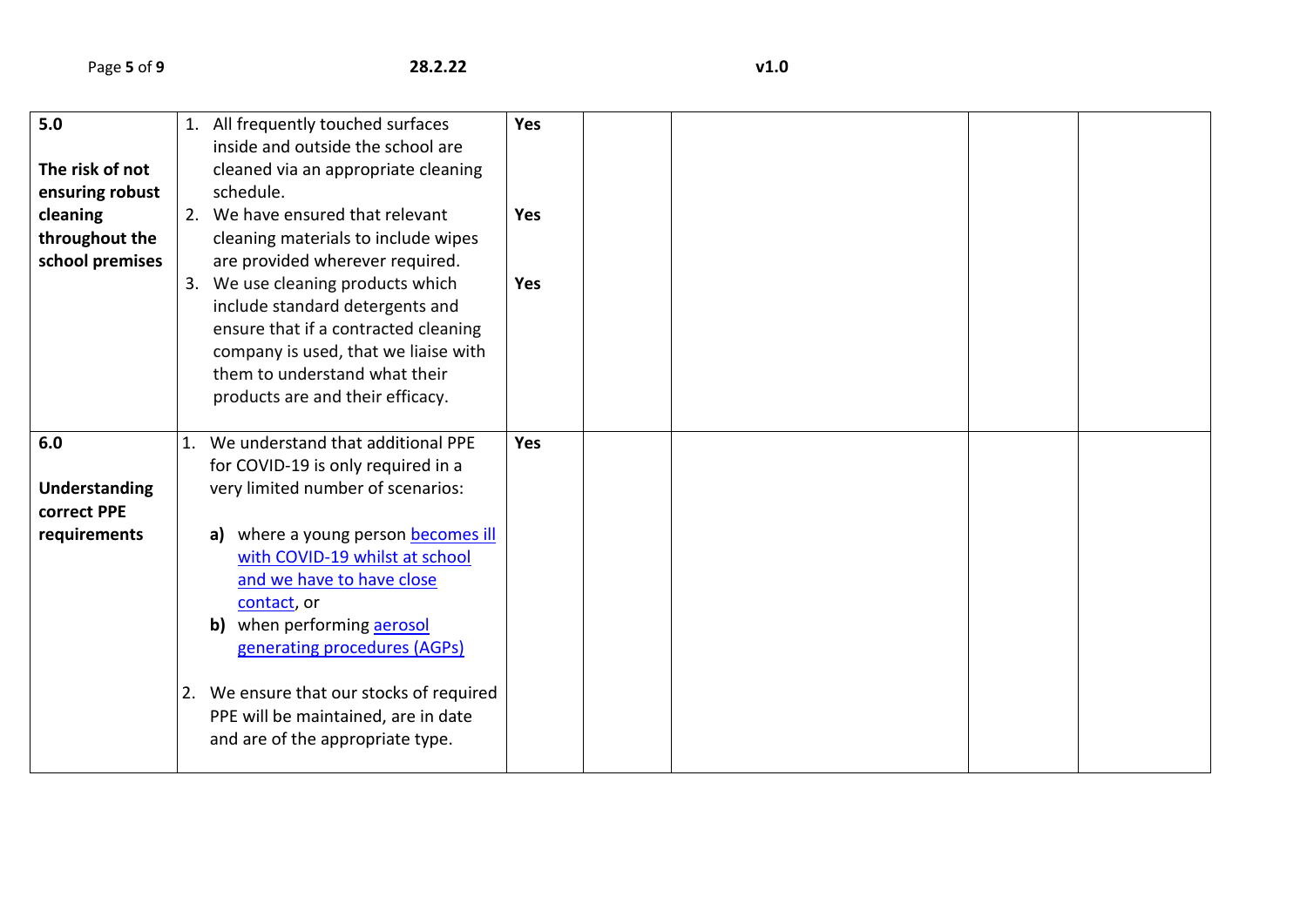| | | | | | | |
|---|---|---|---|---|---|---|
| **5.0**<br><br>**The risk of not ensuring robust cleaning throughout the school premises** | 1. All frequently touched surfaces inside and outside the school are cleaned via an appropriate cleaning schedule.<br>2. We have ensured that relevant cleaning materials to include wipes are provided wherever required.<br>3. We use cleaning products which include standard detergents and ensure that if a contracted cleaning company is used, that we liaise with them to understand what their products are and their efficacy. | **Yes**<br><br>**Yes**<br><br>**Yes** | | | | |
| **6.0**<br><br>**Understanding correct PPE requirements** | 1. We understand that additional PPE for COVID-19 is only required in a very limited number of scenarios:<br><br>**a)** where a young person becomes ill with COVID-19 whilst at school and we have to have close contact, or<br>**b)** when performing aerosol generating procedures (AGPs)<br><br>2. We ensure that our stocks of required PPE will be maintained, are in date and are of the appropriate type. | **Yes** | | | | |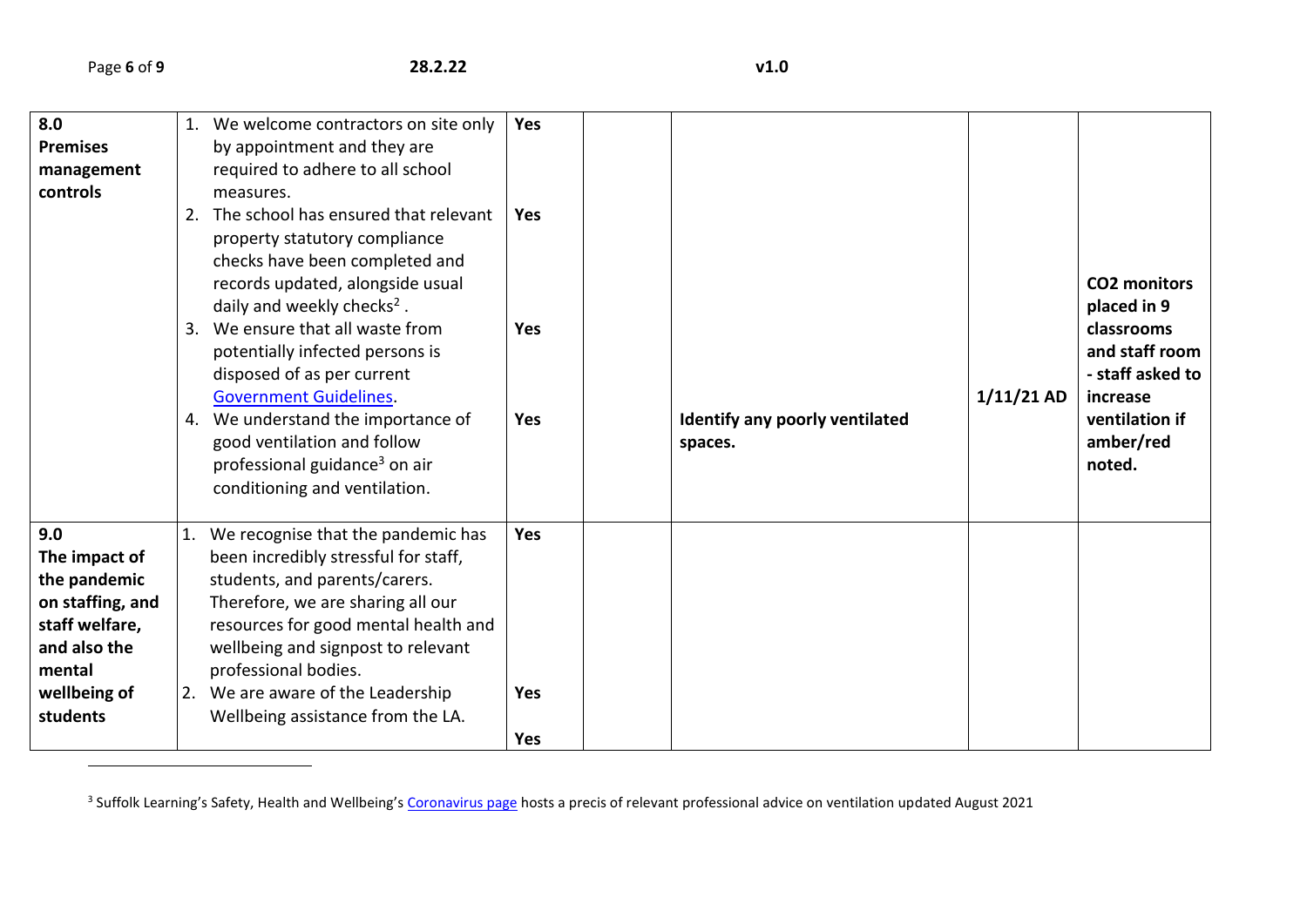| | | | | | | |
|---|---|---|---|---|---|---|
| **8.0 Premises management controls** | 1. We welcome contractors on site only by appointment and they are required to adhere to all school measures.<br>2. The school has ensured that relevant property statutory compliance checks have been completed and records updated, alongside usual daily and weekly checks[2] .<br>3. We ensure that all waste from potentially infected persons is disposed of as per current [Government Guidelines](Government Guidelines).<br>4. We understand the importance of good ventilation and follow professional guidance[3] on air conditioning and ventilation. | **Yes**<br><br>**Yes**<br><br>**Yes**<br><br>**Yes** | | **Identify any poorly ventilated spaces.** | **1/11/21 AD** | **CO2 monitors placed in 9 classrooms and staff room - staff asked to increase ventilation if amber/red noted.** |
| **9.0 The impact of the pandemic on staffing, and staff welfare, and also the mental wellbeing of students** | 1. We recognise that the pandemic has been incredibly stressful for staff, students, and parents/carers. Therefore, we are sharing all our resources for good mental health and wellbeing and signpost to relevant professional bodies.<br>2. We are aware of the Leadership Wellbeing assistance from the LA. | **Yes**<br><br>**Yes**<br><br>**Yes** | | | | |

[3] Suffolk Learning's Safety, Health and Wellbeing's [Coronavirus page](Coronavirus page) hosts a precis of relevant professional advice on ventilation updated August 2021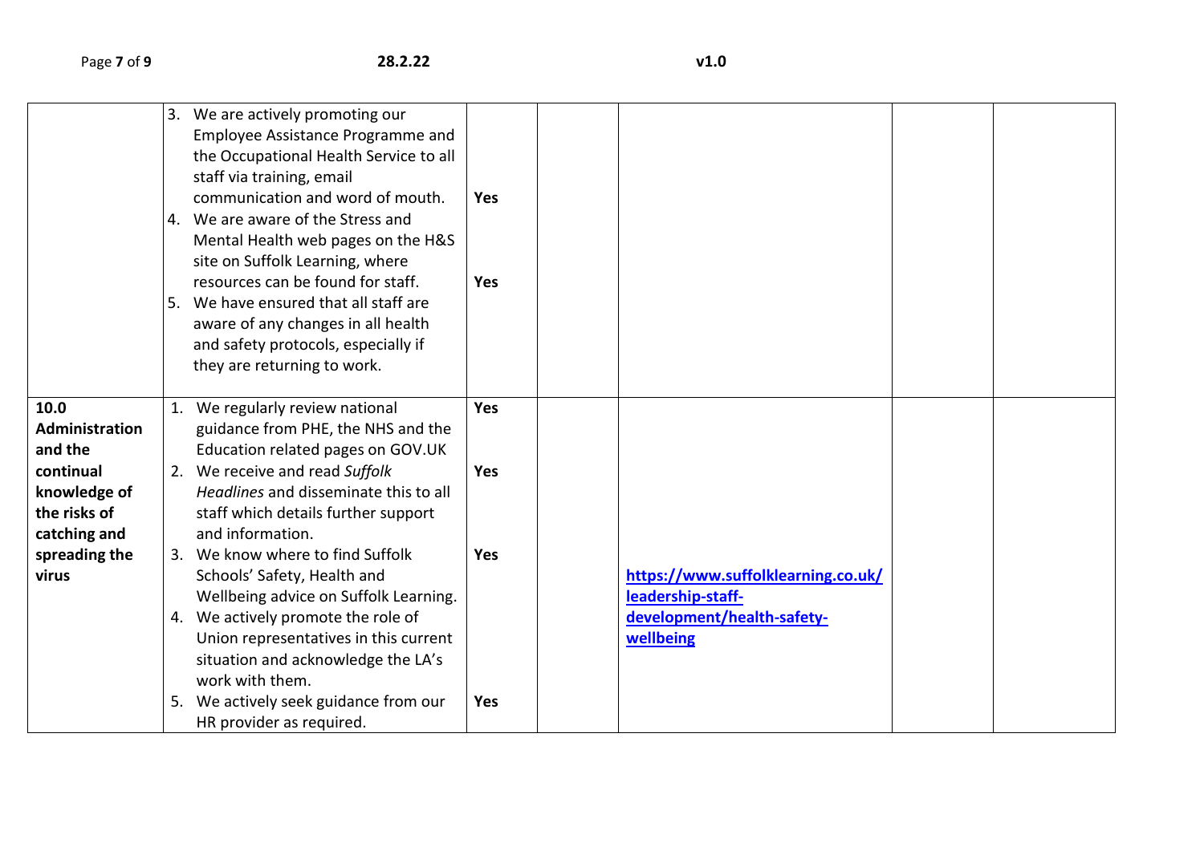| | | | | | | |
|---|---|---|---|---|---|---|
| | 3. We are actively promoting our Employee Assistance Programme and the Occupational Health Service to all staff via training, email communication and word of mouth.<br>4. We are aware of the Stress and Mental Health web pages on the H&S site on Suffolk Learning, where resources can be found for staff.<br>5. We have ensured that all staff are aware of any changes in all health and safety protocols, especially if they are returning to work. | **Yes**<br><br>**Yes** | | | | |
| **10.0 Administration and the continual knowledge of the risks of catching and spreading the virus** | 1. We regularly review national guidance from PHE, the NHS and the Education related pages on GOV.UK<br>2. We receive and read *Suffolk Headlines* and disseminate this to all staff which details further support and information.<br>3. We know where to find Suffolk Schools' Safety, Health and Wellbeing advice on Suffolk Learning.<br>4. We actively promote the role of Union representatives in this current situation and acknowledge the LA's work with them.<br>5. We actively seek guidance from our HR provider as required. | **Yes**<br><br>**Yes**<br><br>**Yes**<br><br>**Yes** | | [https://www.suffolklearning.co.uk/leadership-staff-development/health-safety-wellbeing](https://www.suffolklearning.co.uk/leadership-staff-development/health-safety-wellbeing) | | |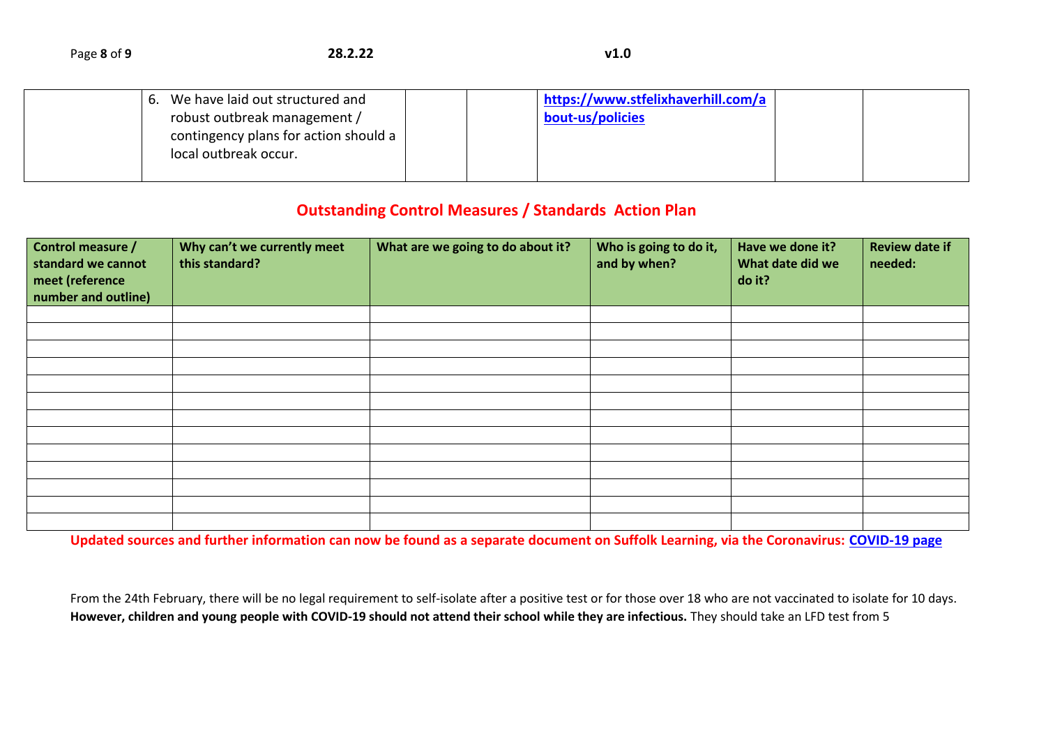|  | 6. We have laid out structured and robust outbreak management / contingency plans for action should a local outbreak occur. |  |  | [https://www.stfelixhaverhill.com/about-us/policies](https://www.stfelixhaverhill.com/about-us/policies) |  |  |
|---|---|---|---|---|---|---|

## Outstanding Control Measures / Standards Action Plan

| Control measure / standard we cannot meet (reference number and outline) | Why can't we currently meet this standard? | What are we going to do about it? | Who is going to do it, and by when? | Have we done it? What date did we do it? | Review date if needed: |
|---|---|---|---|---|---|
|  |  |  |  |  |  |
|  |  |  |  |  |  |
|  |  |  |  |  |  |
|  |  |  |  |  |  |
|  |  |  |  |  |  |
|  |  |  |  |  |  |
|  |  |  |  |  |  |
|  |  |  |  |  |  |
|  |  |  |  |  |  |
|  |  |  |  |  |  |
|  |  |  |  |  |  |
|  |  |  |  |  |  |
|  |  |  |  |  |  |

**Updated sources and further information can now be found as a separate document on Suffolk Learning, via the Coronavirus: [COVID-19 page](COVID-19 page)**

From the 24th February, there will be no legal requirement to self-isolate after a positive test or for those over 18 who are not vaccinated to isolate for 10 days. **However, children and young people with COVID-19 should not attend their school while they are infectious.** They should take an LFD test from 5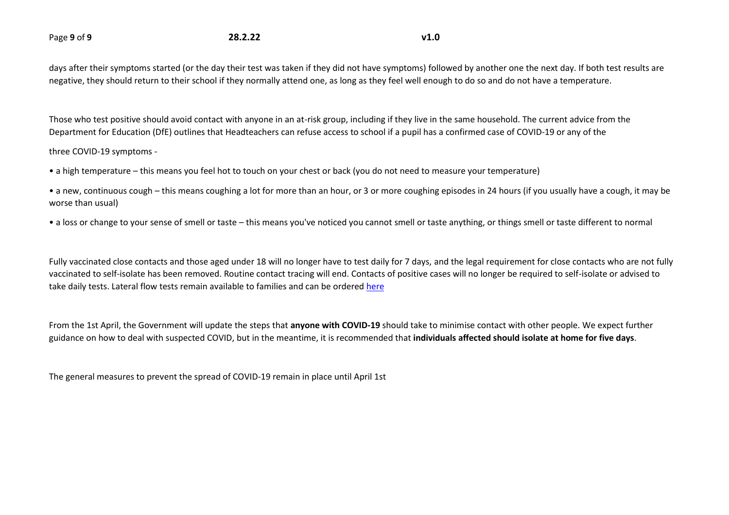days after their symptoms started (or the day their test was taken if they did not have symptoms) followed by another one the next day. If both test results are negative, they should return to their school if they normally attend one, as long as they feel well enough to do so and do not have a temperature.

Those who test positive should avoid contact with anyone in an at-risk group, including if they live in the same household. The current advice from the Department for Education (DfE) outlines that Headteachers can refuse access to school if a pupil has a confirmed case of COVID-19 or any of the

three COVID-19 symptoms -

- a high temperature – this means you feel hot to touch on your chest or back (you do not need to measure your temperature)
- a new, continuous cough – this means coughing a lot for more than an hour, or 3 or more coughing episodes in 24 hours (if you usually have a cough, it may be worse than usual)
- a loss or change to your sense of smell or taste – this means you've noticed you cannot smell or taste anything, or things smell or taste different to normal

Fully vaccinated close contacts and those aged under 18 will no longer have to test daily for 7 days, and the legal requirement for close contacts who are not fully vaccinated to self-isolate has been removed. Routine contact tracing will end. Contacts of positive cases will no longer be required to self-isolate or advised to take daily tests. Lateral flow tests remain available to families and can be ordered [here]

From the 1st April, the Government will update the steps that **anyone with COVID-19** should take to minimise contact with other people. We expect further guidance on how to deal with suspected COVID, but in the meantime, it is recommended that **individuals affected should isolate at home for five days**.

The general measures to prevent the spread of COVID-19 remain in place until April 1st